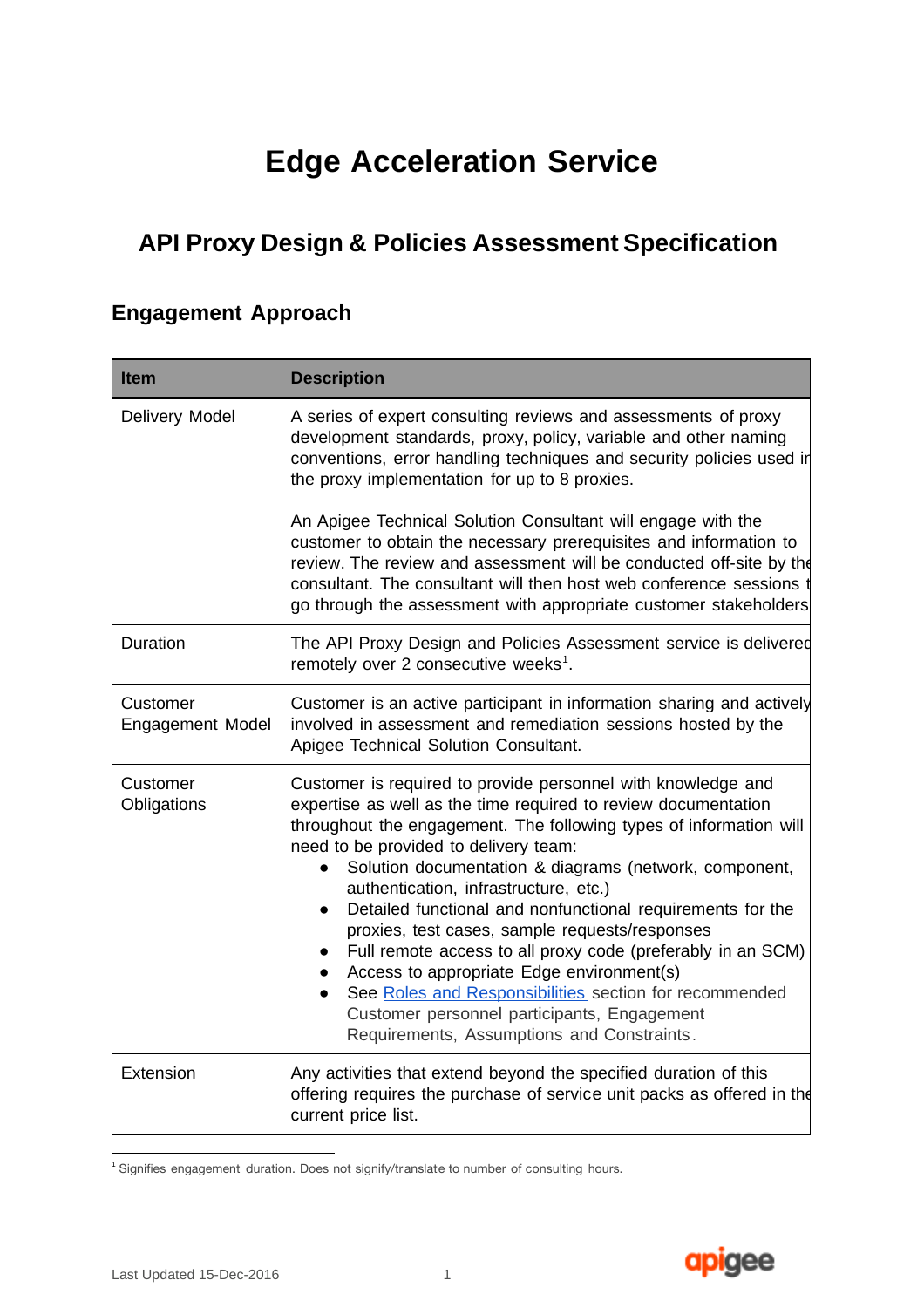# Edge Acceleration Service

## API Proxy Design & Policies Assessment Specification

### Engagement Approach

| Item | Description |
|---|---|
| Delivery Model | A series of expert consulting reviews and assessments of proxy development standards, proxy, policy, variable and other naming conventions, error handling techniques and security policies used in the proxy implementation for up to 8 proxies.<br><br>An Apigee Technical Solution Consultant will engage with the customer to obtain the necessary prerequisites and information to review. The review and assessment will be conducted off-site by the consultant. The consultant will then host web conference sessions to go through the assessment with appropriate customer stakeholders |
| Duration | The API Proxy Design and Policies Assessment service is delivered remotely over 2 consecutive weeks[1]. |
| Customer Engagement Model | Customer is an active participant in information sharing and actively involved in assessment and remediation sessions hosted by the Apigee Technical Solution Consultant. |
| Customer Obligations | Customer is required to provide personnel with knowledge and expertise as well as the time required to review documentation throughout the engagement. The following types of information will need to be provided to delivery team:<br>● Solution documentation & diagrams (network, component, authentication, infrastructure, etc.)<br>● Detailed functional and nonfunctional requirements for the proxies, test cases, sample requests/responses<br>● Full remote access to all proxy code (preferably in an SCM)<br>● Access to appropriate Edge environment(s)<br>● See Roles and Responsibilities section for recommended Customer personnel participants, Engagement Requirements, Assumptions and Constraints. |
| Extension | Any activities that extend beyond the specified duration of this offering requires the purchase of service unit packs as offered in the current price list. |

[1] Signifies engagement duration. Does not signify/translate to number of consulting hours.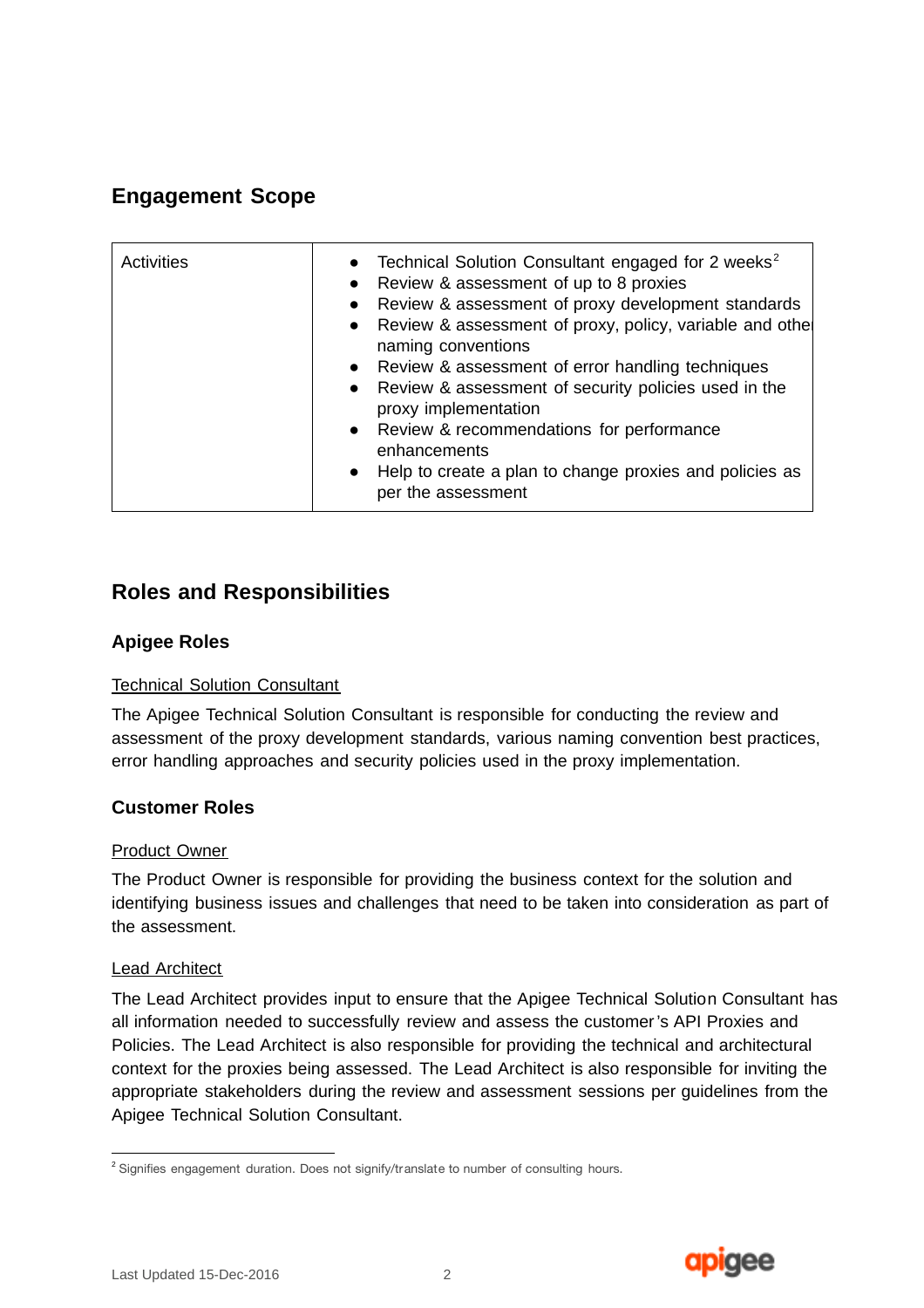## Engagement Scope

| Activities | • Technical Solution Consultant engaged for 2 weeks[2]<br>• Review & assessment of up to 8 proxies<br>• Review & assessment of proxy development standards<br>• Review & assessment of proxy, policy, variable and other naming conventions<br>• Review & assessment of error handling techniques<br>• Review & assessment of security policies used in the proxy implementation<br>• Review & recommendations for performance enhancements<br>• Help to create a plan to change proxies and policies as per the assessment |
|---|---|

## Roles and Responsibilities

### Apigee Roles

Technical Solution Consultant

The Apigee Technical Solution Consultant is responsible for conducting the review and assessment of the proxy development standards, various naming convention best practices, error handling approaches and security policies used in the proxy implementation.

### Customer Roles

Product Owner

The Product Owner is responsible for providing the business context for the solution and identifying business issues and challenges that need to be taken into consideration as part of the assessment.

Lead Architect

The Lead Architect provides input to ensure that the Apigee Technical Solution Consultant has all information needed to successfully review and assess the customer's API Proxies and Policies. The Lead Architect is also responsible for providing the technical and architectural context for the proxies being assessed. The Lead Architect is also responsible for inviting the appropriate stakeholders during the review and assessment sessions per guidelines from the Apigee Technical Solution Consultant.

[2] Signifies engagement duration. Does not signify/translate to number of consulting hours.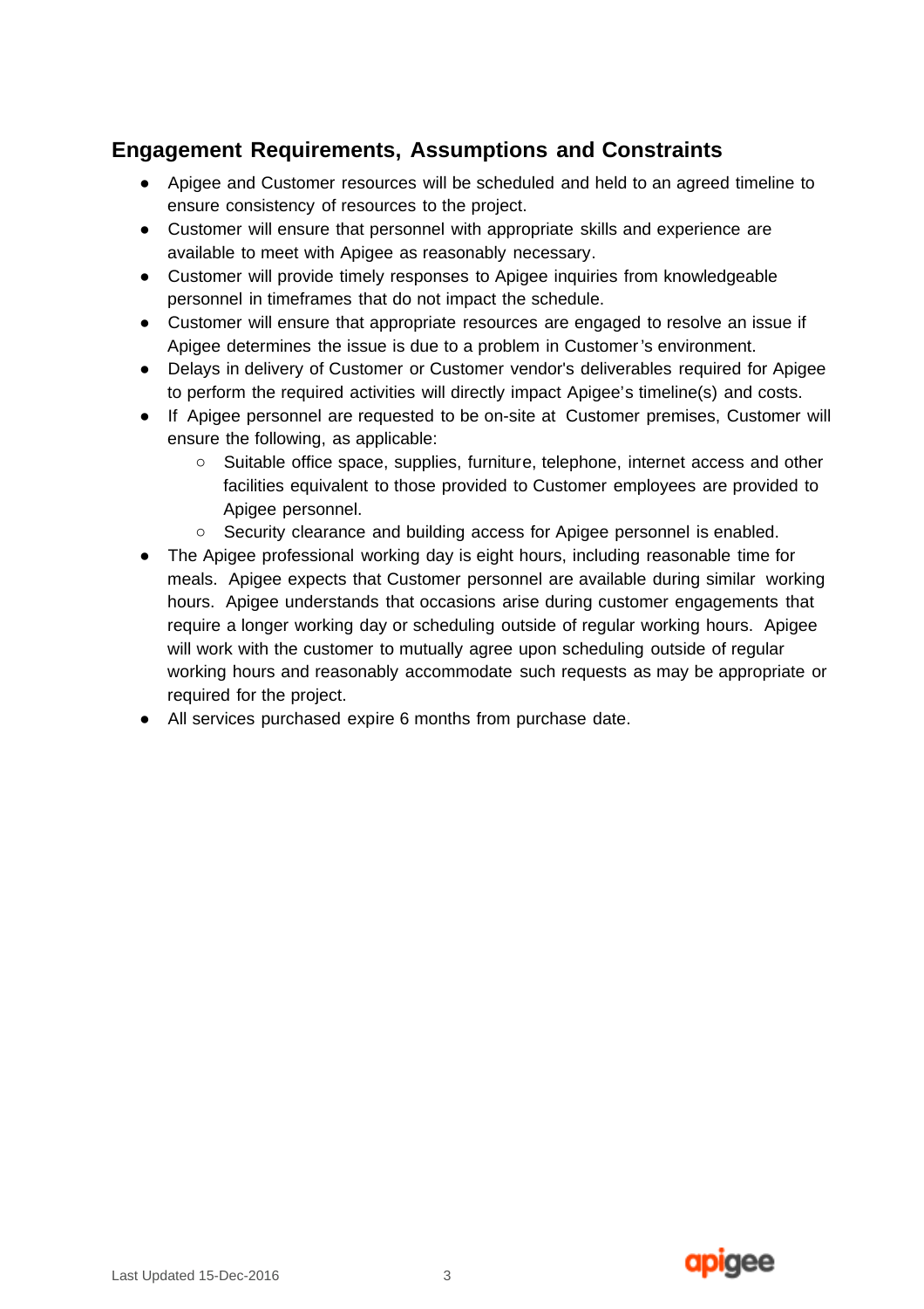## Engagement Requirements, Assumptions and Constraints

- Apigee and Customer resources will be scheduled and held to an agreed timeline to ensure consistency of resources to the project.
- Customer will ensure that personnel with appropriate skills and experience are available to meet with Apigee as reasonably necessary.
- Customer will provide timely responses to Apigee inquiries from knowledgeable personnel in timeframes that do not impact the schedule.
- Customer will ensure that appropriate resources are engaged to resolve an issue if Apigee determines the issue is due to a problem in Customer's environment.
- Delays in delivery of Customer or Customer vendor's deliverables required for Apigee to perform the required activities will directly impact Apigee's timeline(s) and costs.
- If Apigee personnel are requested to be on-site at Customer premises, Customer will ensure the following, as applicable:
  - Suitable office space, supplies, furniture, telephone, internet access and other facilities equivalent to those provided to Customer employees are provided to Apigee personnel.
  - Security clearance and building access for Apigee personnel is enabled.
- The Apigee professional working day is eight hours, including reasonable time for meals. Apigee expects that Customer personnel are available during similar working hours. Apigee understands that occasions arise during customer engagements that require a longer working day or scheduling outside of regular working hours. Apigee will work with the customer to mutually agree upon scheduling outside of regular working hours and reasonably accommodate such requests as may be appropriate or required for the project.
- All services purchased expire 6 months from purchase date.